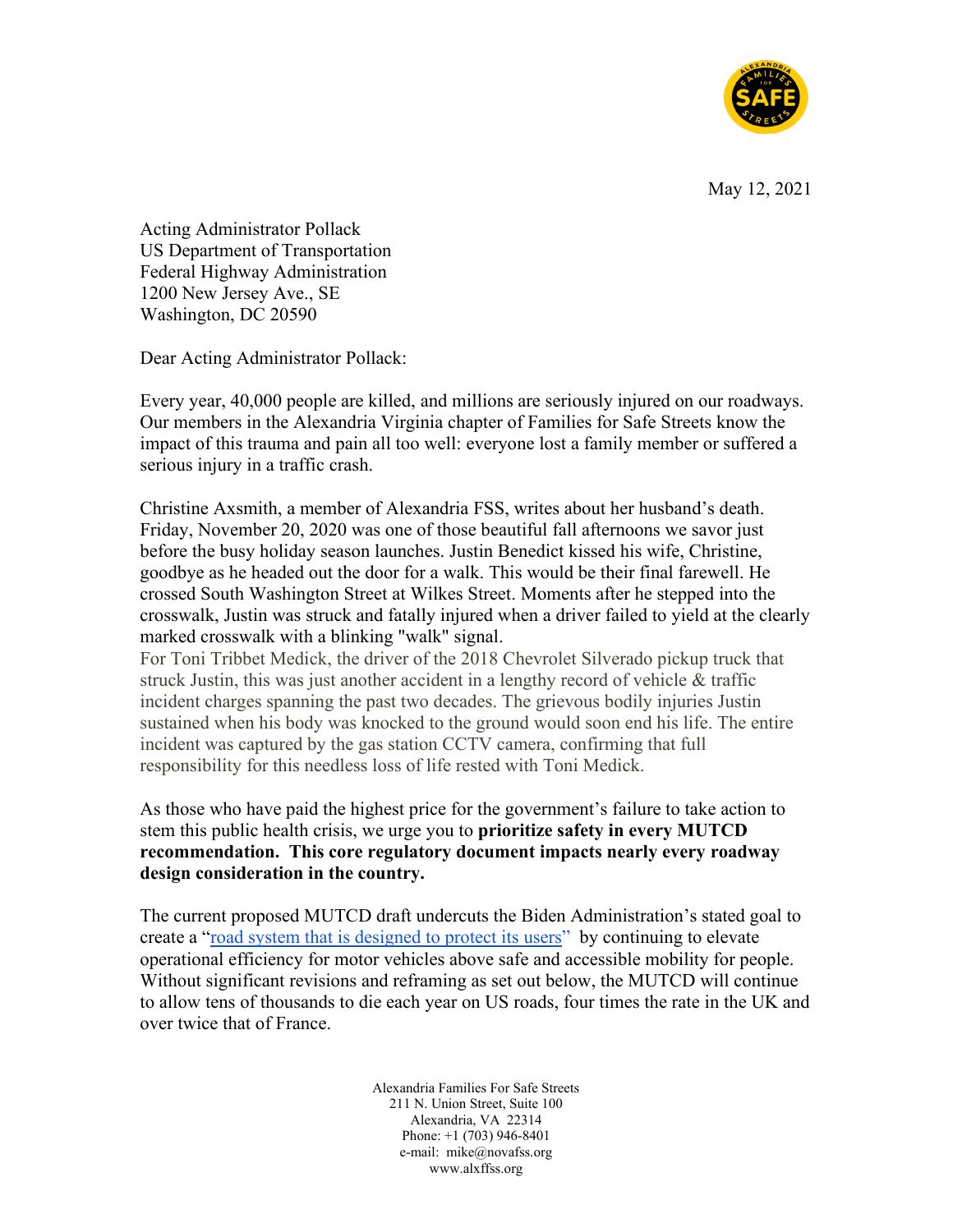May 12, 2021

Acting Administrator Pollack  
US Department of Transportation  
Federal Highway Administration  
1200 New Jersey Ave., SE  
Washington, DC 20590

Dear Acting Administrator Pollack:

Every year, 40,000 people are killed, and millions are seriously injured on our roadways. Our members in the Alexandria Virginia chapter of Families for Safe Streets know the impact of this trauma and pain all too well: everyone lost a family member or suffered a serious injury in a traffic crash.

Christine Axsmith, a member of Alexandria FSS, writes about her husband's death. Friday, November 20, 2020 was one of those beautiful fall afternoons we savor just before the busy holiday season launches. Justin Benedict kissed his wife, Christine, goodbye as he headed out the door for a walk. This would be their final farewell. He crossed South Washington Street at Wilkes Street. Moments after he stepped into the crosswalk, Justin was struck and fatally injured when a driver failed to yield at the clearly marked crosswalk with a blinking "walk" signal.  
For Toni Tribbet Medick, the driver of the 2018 Chevrolet Silverado pickup truck that struck Justin, this was just another accident in a lengthy record of vehicle & traffic incident charges spanning the past two decades. The grievous bodily injuries Justin sustained when his body was knocked to the ground would soon end his life. The entire incident was captured by the gas station CCTV camera, confirming that full responsibility for this needless loss of life rested with Toni Medick.

As those who have paid the highest price for the government's failure to take action to stem this public health crisis, we urge you to **prioritize safety in every MUTCD recommendation. This core regulatory document impacts nearly every roadway design consideration in the country.**

The current proposed MUTCD draft undercuts the Biden Administration's stated goal to create a "road system that is designed to protect its users" by continuing to elevate operational efficiency for motor vehicles above safe and accessible mobility for people. Without significant revisions and reframing as set out below, the MUTCD will continue to allow tens of thousands to die each year on US roads, four times the rate in the UK and over twice that of France.

Alexandria Families For Safe Streets  
211 N. Union Street, Suite 100  
Alexandria, VA 22314  
Phone: +1 (703) 946-8401  
e-mail: mike@novafss.org  
www.alxffss.org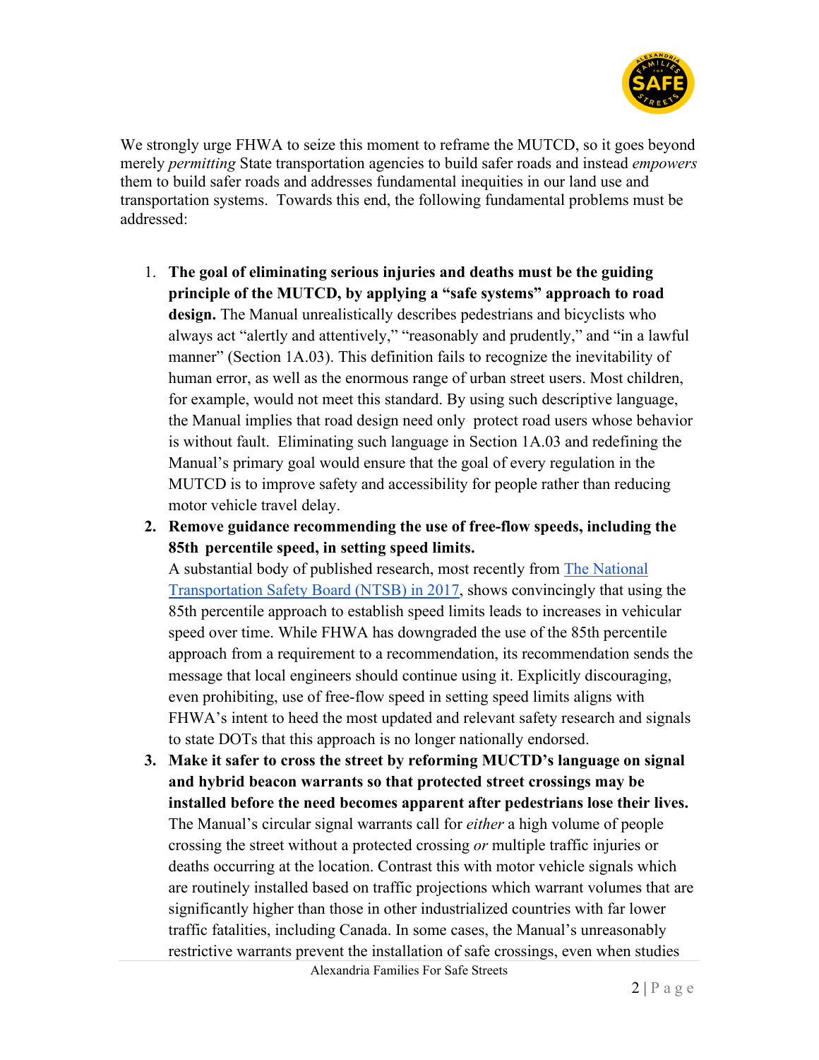We strongly urge FHWA to seize this moment to reframe the MUTCD, so it goes beyond merely *permitting* State transportation agencies to build safer roads and instead *empowers* them to build safer roads and addresses fundamental inequities in our land use and transportation systems. Towards this end, the following fundamental problems must be addressed:

1. **The goal of eliminating serious injuries and deaths must be the guiding principle of the MUTCD, by applying a "safe systems" approach to road design.** The Manual unrealistically describes pedestrians and bicyclists who always act "alertly and attentively," "reasonably and prudently," and "in a lawful manner" (Section 1A.03). This definition fails to recognize the inevitability of human error, as well as the enormous range of urban street users. Most children, for example, would not meet this standard. By using such descriptive language, the Manual implies that road design need only protect road users whose behavior is without fault. Eliminating such language in Section 1A.03 and redefining the Manual's primary goal would ensure that the goal of every regulation in the MUTCD is to improve safety and accessibility for people rather than reducing motor vehicle travel delay.
2. **Remove guidance recommending the use of free-flow speeds, including the 85th percentile speed, in setting speed limits.**
   A substantial body of published research, most recently from The National Transportation Safety Board (NTSB) in 2017, shows convincingly that using the 85th percentile approach to establish speed limits leads to increases in vehicular speed over time. While FHWA has downgraded the use of the 85th percentile approach from a requirement to a recommendation, its recommendation sends the message that local engineers should continue using it. Explicitly discouraging, even prohibiting, use of free-flow speed in setting speed limits aligns with FHWA's intent to heed the most updated and relevant safety research and signals to state DOTs that this approach is no longer nationally endorsed.
3. **Make it safer to cross the street by reforming MUCTD's language on signal and hybrid beacon warrants so that protected street crossings may be installed before the need becomes apparent after pedestrians lose their lives.** The Manual's circular signal warrants call for *either* a high volume of people crossing the street without a protected crossing *or* multiple traffic injuries or deaths occurring at the location. Contrast this with motor vehicle signals which are routinely installed based on traffic projections which warrant volumes that are significantly higher than those in other industrialized countries with far lower traffic fatalities, including Canada. In some cases, the Manual's unreasonably restrictive warrants prevent the installation of safe crossings, even when studies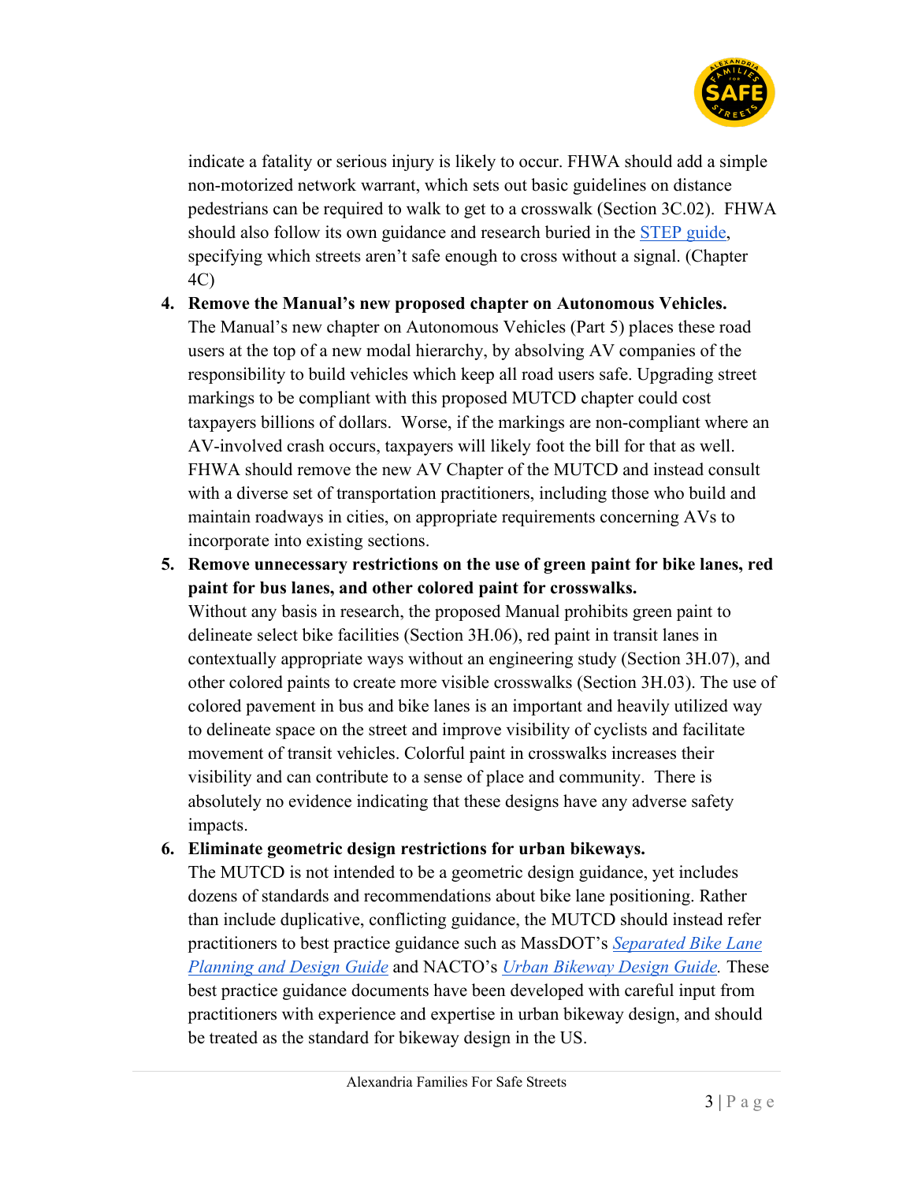indicate a fatality or serious injury is likely to occur. FHWA should add a simple non-motorized network warrant, which sets out basic guidelines on distance pedestrians can be required to walk to get to a crosswalk (Section 3C.02). FHWA should also follow its own guidance and research buried in the STEP guide, specifying which streets aren't safe enough to cross without a signal. (Chapter 4C)

4. **Remove the Manual's new proposed chapter on Autonomous Vehicles.** The Manual's new chapter on Autonomous Vehicles (Part 5) places these road users at the top of a new modal hierarchy, by absolving AV companies of the responsibility to build vehicles which keep all road users safe. Upgrading street markings to be compliant with this proposed MUTCD chapter could cost taxpayers billions of dollars. Worse, if the markings are non-compliant where an AV-involved crash occurs, taxpayers will likely foot the bill for that as well. FHWA should remove the new AV Chapter of the MUTCD and instead consult with a diverse set of transportation practitioners, including those who build and maintain roadways in cities, on appropriate requirements concerning AVs to incorporate into existing sections.

5. **Remove unnecessary restrictions on the use of green paint for bike lanes, red paint for bus lanes, and other colored paint for crosswalks.** Without any basis in research, the proposed Manual prohibits green paint to delineate select bike facilities (Section 3H.06), red paint in transit lanes in contextually appropriate ways without an engineering study (Section 3H.07), and other colored paints to create more visible crosswalks (Section 3H.03). The use of colored pavement in bus and bike lanes is an important and heavily utilized way to delineate space on the street and improve visibility of cyclists and facilitate movement of transit vehicles. Colorful paint in crosswalks increases their visibility and can contribute to a sense of place and community. There is absolutely no evidence indicating that these designs have any adverse safety impacts.

6. **Eliminate geometric design restrictions for urban bikeways.** The MUTCD is not intended to be a geometric design guidance, yet includes dozens of standards and recommendations about bike lane positioning. Rather than include duplicative, conflicting guidance, the MUTCD should instead refer practitioners to best practice guidance such as MassDOT's *Separated Bike Lane Planning and Design Guide* and NACTO's *Urban Bikeway Design Guide*. These best practice guidance documents have been developed with careful input from practitioners with experience and expertise in urban bikeway design, and should be treated as the standard for bikeway design in the US.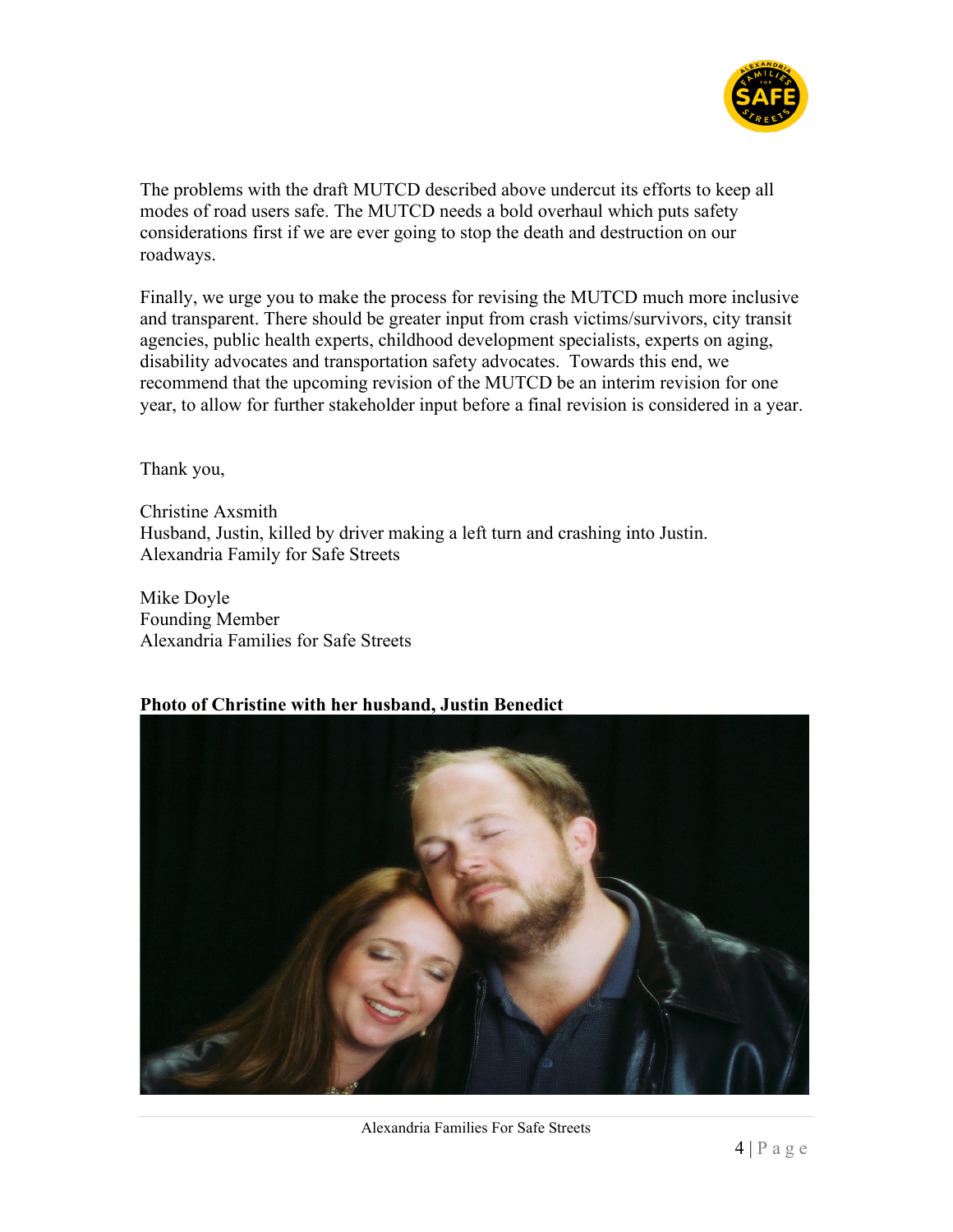The problems with the draft MUTCD described above undercut its efforts to keep all modes of road users safe. The MUTCD needs a bold overhaul which puts safety considerations first if we are ever going to stop the death and destruction on our roadways.

Finally, we urge you to make the process for revising the MUTCD much more inclusive and transparent. There should be greater input from crash victims/survivors, city transit agencies, public health experts, childhood development specialists, experts on aging, disability advocates and transportation safety advocates. Towards this end, we recommend that the upcoming revision of the MUTCD be an interim revision for one year, to allow for further stakeholder input before a final revision is considered in a year.

Thank you,

Christine Axsmith
Husband, Justin, killed by driver making a left turn and crashing into Justin.
Alexandria Family for Safe Streets

Mike Doyle
Founding Member
Alexandria Families for Safe Streets

**Photo of Christine with her husband, Justin Benedict**